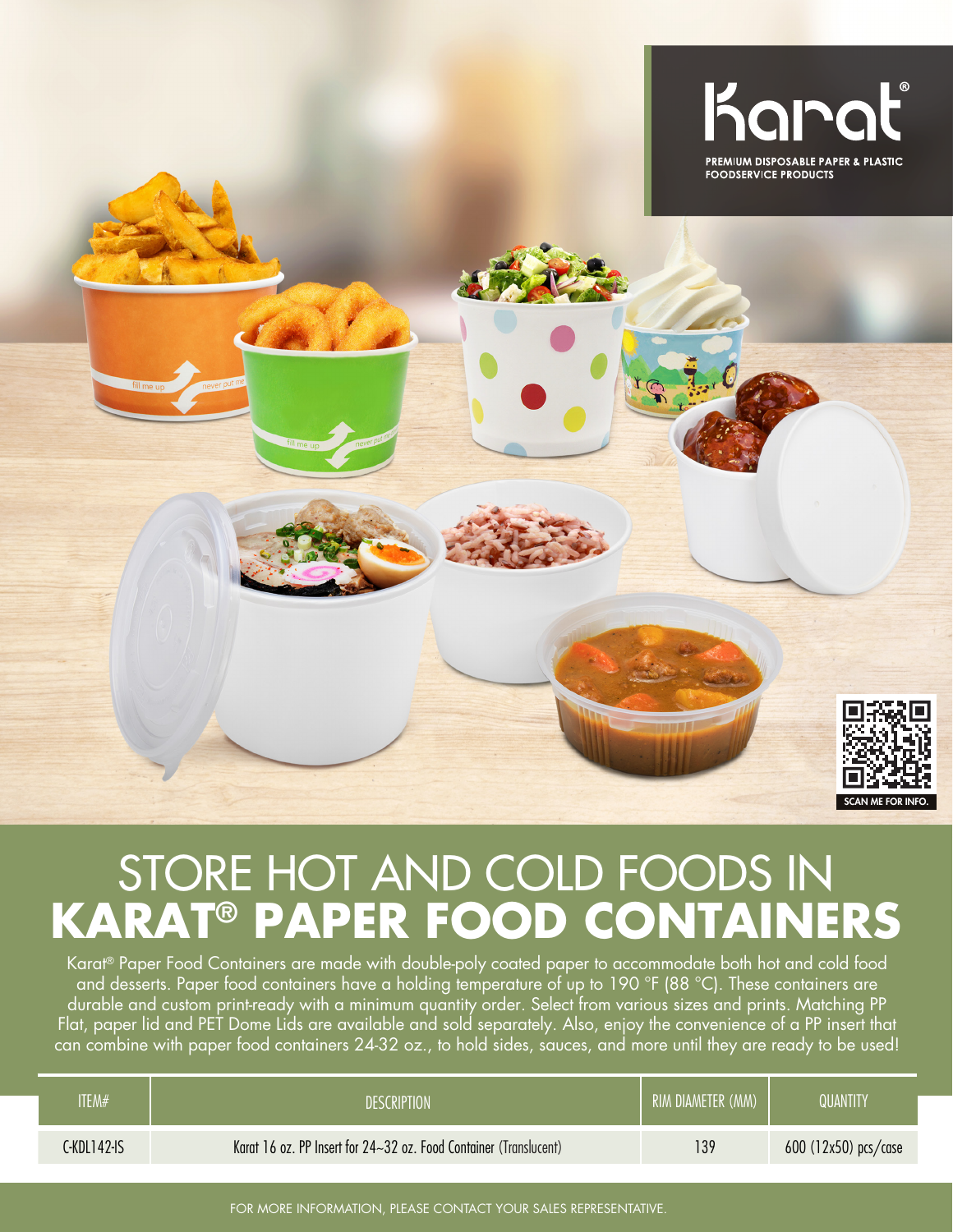Karat®

PREMIUM DISPOSABLE PAPER & PLASTIC FOODSERVICE PRODUCTS

SCAN ME FOR INFO.

# STORE HOT AND COLD FOODS IN **KARAT® PAPER FOOD CONTAINERS**

Karat® Paper Food Containers are made with double-poly coated paper to accommodate both hot and cold food and desserts. Paper food containers have a holding temperature of up to 190 °F (88 °C). These containers are durable and custom print-ready with a minimum quantity order. Select from various sizes and prints. Matching PP Flat, paper lid and PET Dome Lids are available and sold separately. Also, enjoy the convenience of a PP insert that can combine with paper food containers 24-32 oz., to hold sides, sauces, and more until they are ready to be used!

| ITEM# | DESCRIPTION | RIM DIAMETER (MM) | QUANTITY |
|---|---|---|---|
| C-KDL142-IS | Karat 16 oz. PP Insert for 24~32 oz. Food Container (Translucent) | 139 | 600 (12x50) pcs/case |

FOR MORE INFORMATION, PLEASE CONTACT YOUR SALES REPRESENTATIVE.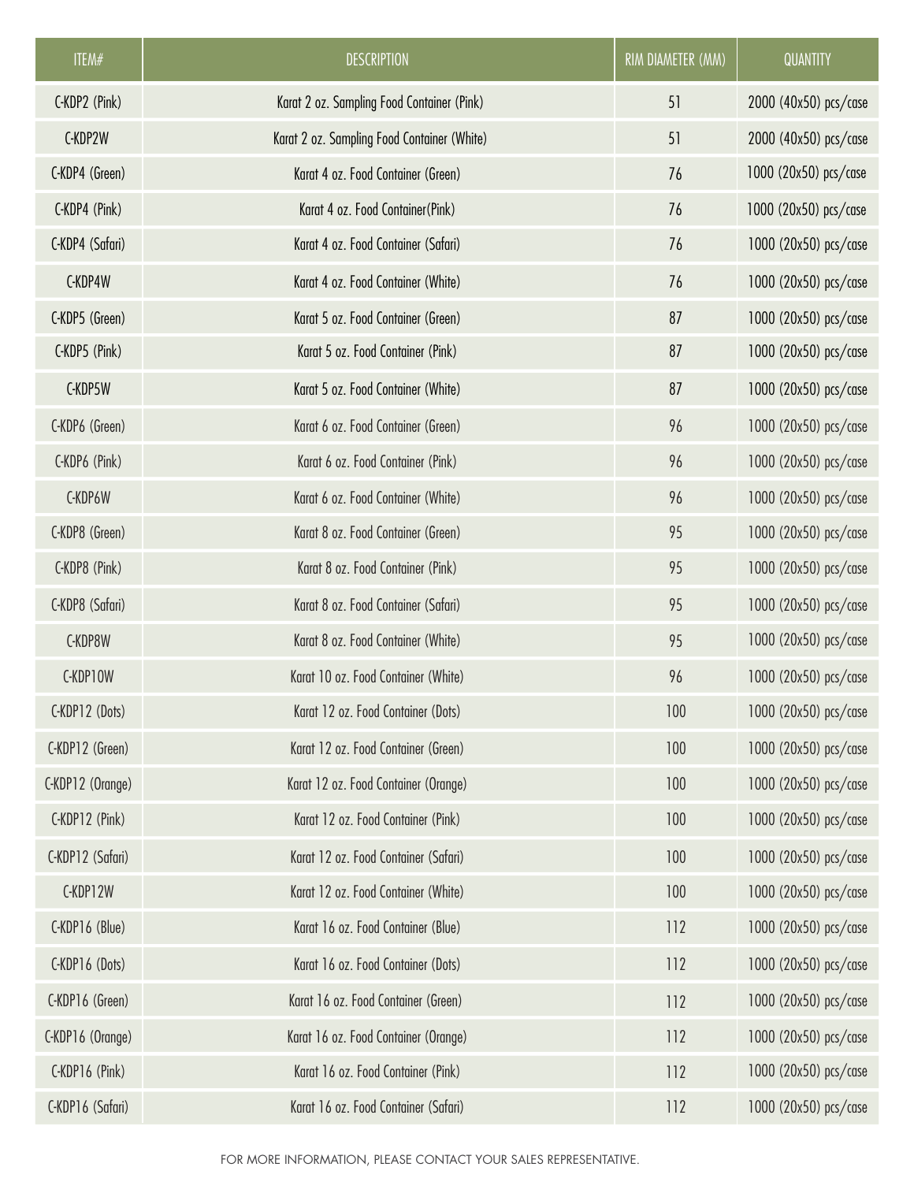| ITEM# | DESCRIPTION | RIM DIAMETER (MM) | QUANTITY |
| --- | --- | --- | --- |
| C-KDP2 (Pink) | Karat 2 oz. Sampling Food Container (Pink) | 51 | 2000 (40x50) pcs/case |
| C-KDP2W | Karat 2 oz. Sampling Food Container (White) | 51 | 2000 (40x50) pcs/case |
| C-KDP4 (Green) | Karat 4 oz. Food Container (Green) | 76 | 1000 (20x50) pcs/case |
| C-KDP4 (Pink) | Karat 4 oz. Food Container(Pink) | 76 | 1000 (20x50) pcs/case |
| C-KDP4 (Safari) | Karat 4 oz. Food Container (Safari) | 76 | 1000 (20x50) pcs/case |
| C-KDP4W | Karat 4 oz. Food Container (White) | 76 | 1000 (20x50) pcs/case |
| C-KDP5 (Green) | Karat 5 oz. Food Container (Green) | 87 | 1000 (20x50) pcs/case |
| C-KDP5 (Pink) | Karat 5 oz. Food Container (Pink) | 87 | 1000 (20x50) pcs/case |
| C-KDP5W | Karat 5 oz. Food Container (White) | 87 | 1000 (20x50) pcs/case |
| C-KDP6 (Green) | Karat 6 oz. Food Container (Green) | 96 | 1000 (20x50) pcs/case |
| C-KDP6 (Pink) | Karat 6 oz. Food Container (Pink) | 96 | 1000 (20x50) pcs/case |
| C-KDP6W | Karat 6 oz. Food Container (White) | 96 | 1000 (20x50) pcs/case |
| C-KDP8 (Green) | Karat 8 oz. Food Container (Green) | 95 | 1000 (20x50) pcs/case |
| C-KDP8 (Pink) | Karat 8 oz. Food Container (Pink) | 95 | 1000 (20x50) pcs/case |
| C-KDP8 (Safari) | Karat 8 oz. Food Container (Safari) | 95 | 1000 (20x50) pcs/case |
| C-KDP8W | Karat 8 oz. Food Container (White) | 95 | 1000 (20x50) pcs/case |
| C-KDP10W | Karat 10 oz. Food Container (White) | 96 | 1000 (20x50) pcs/case |
| C-KDP12 (Dots) | Karat 12 oz. Food Container (Dots) | 100 | 1000 (20x50) pcs/case |
| C-KDP12 (Green) | Karat 12 oz. Food Container (Green) | 100 | 1000 (20x50) pcs/case |
| C-KDP12 (Orange) | Karat 12 oz. Food Container (Orange) | 100 | 1000 (20x50) pcs/case |
| C-KDP12 (Pink) | Karat 12 oz. Food Container (Pink) | 100 | 1000 (20x50) pcs/case |
| C-KDP12 (Safari) | Karat 12 oz. Food Container (Safari) | 100 | 1000 (20x50) pcs/case |
| C-KDP12W | Karat 12 oz. Food Container (White) | 100 | 1000 (20x50) pcs/case |
| C-KDP16 (Blue) | Karat 16 oz. Food Container (Blue) | 112 | 1000 (20x50) pcs/case |
| C-KDP16 (Dots) | Karat 16 oz. Food Container (Dots) | 112 | 1000 (20x50) pcs/case |
| C-KDP16 (Green) | Karat 16 oz. Food Container (Green) | 112 | 1000 (20x50) pcs/case |
| C-KDP16 (Orange) | Karat 16 oz. Food Container (Orange) | 112 | 1000 (20x50) pcs/case |
| C-KDP16 (Pink) | Karat 16 oz. Food Container (Pink) | 112 | 1000 (20x50) pcs/case |
| C-KDP16 (Safari) | Karat 16 oz. Food Container (Safari) | 112 | 1000 (20x50) pcs/case |

FOR MORE INFORMATION, PLEASE CONTACT YOUR SALES REPRESENTATIVE.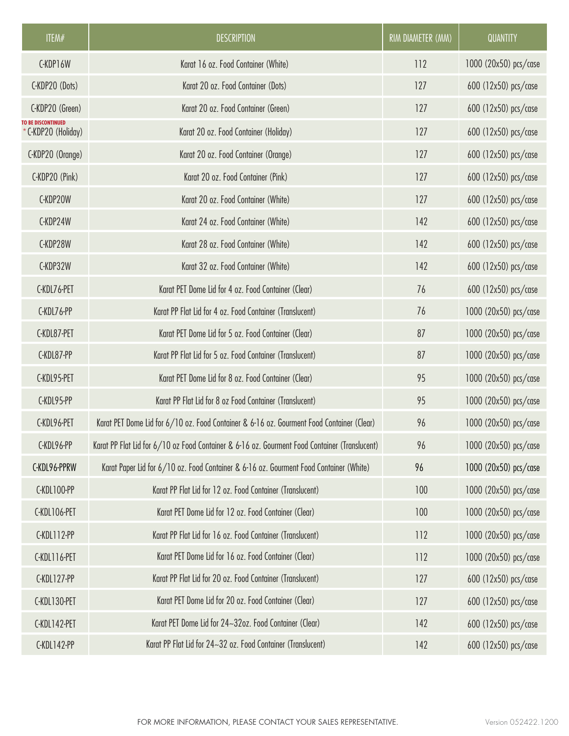| ITEM# | DESCRIPTION | RIM DIAMETER (MM) | QUANTITY |
|---|---|---|---|
| C-KDP16W | Karat 16 oz. Food Container (White) | 112 | 1000 (20x50) pcs/case |
| C-KDP20 (Dots) | Karat 20 oz. Food Container (Dots) | 127 | 600 (12x50) pcs/case |
| C-KDP20 (Green) | Karat 20 oz. Food Container (Green) | 127 | 600 (12x50) pcs/case |
| **TO BE DISCONTINUED** * C-KDP20 (Holiday) | Karat 20 oz. Food Container (Holiday) | 127 | 600 (12x50) pcs/case |
| C-KDP20 (Orange) | Karat 20 oz. Food Container (Orange) | 127 | 600 (12x50) pcs/case |
| C-KDP20 (Pink) | Karat 20 oz. Food Container (Pink) | 127 | 600 (12x50) pcs/case |
| C-KDP20W | Karat 20 oz. Food Container (White) | 127 | 600 (12x50) pcs/case |
| C-KDP24W | Karat 24 oz. Food Container (White) | 142 | 600 (12x50) pcs/case |
| C-KDP28W | Karat 28 oz. Food Container (White) | 142 | 600 (12x50) pcs/case |
| C-KDP32W | Karat 32 oz. Food Container (White) | 142 | 600 (12x50) pcs/case |
| C-KDL76-PET | Karat PET Dome Lid for 4 oz. Food Container (Clear) | 76 | 600 (12x50) pcs/case |
| C-KDL76-PP | Karat PP Flat Lid for 4 oz. Food Container (Translucent) | 76 | 1000 (20x50) pcs/case |
| C-KDL87-PET | Karat PET Dome Lid for 5 oz. Food Container (Clear) | 87 | 1000 (20x50) pcs/case |
| C-KDL87-PP | Karat PP Flat Lid for 5 oz. Food Container (Translucent) | 87 | 1000 (20x50) pcs/case |
| C-KDL95-PET | Karat PET Dome Lid for 8 oz. Food Container (Clear) | 95 | 1000 (20x50) pcs/case |
| C-KDL95-PP | Karat PP Flat Lid for 8 oz Food Container (Translucent) | 95 | 1000 (20x50) pcs/case |
| C-KDL96-PET | Karat PET Dome Lid for 6/10 oz. Food Container & 6-16 oz. Gourment Food Container (Clear) | 96 | 1000 (20x50) pcs/case |
| C-KDL96-PP | Karat PP Flat Lid for 6/10 oz Food Container & 6-16 oz. Gourment Food Container (Translucent) | 96 | 1000 (20x50) pcs/case |
| C-KDL96-PPRW | Karat Paper Lid for 6/10 oz. Food Container & 6-16 oz. Gourment Food Container (White) | 96 | 1000 (20x50) pcs/case |
| C-KDL100-PP | Karat PP Flat Lid for 12 oz. Food Container (Translucent) | 100 | 1000 (20x50) pcs/case |
| C-KDL106-PET | Karat PET Dome Lid for 12 oz. Food Container (Clear) | 100 | 1000 (20x50) pcs/case |
| C-KDL112-PP | Karat PP Flat Lid for 16 oz. Food Container (Translucent) | 112 | 1000 (20x50) pcs/case |
| C-KDL116-PET | Karat PET Dome Lid for 16 oz. Food Container (Clear) | 112 | 1000 (20x50) pcs/case |
| C-KDL127-PP | Karat PP Flat Lid for 20 oz. Food Container (Translucent) | 127 | 600 (12x50) pcs/case |
| C-KDL130-PET | Karat PET Dome Lid for 20 oz. Food Container (Clear) | 127 | 600 (12x50) pcs/case |
| C-KDL142-PET | Karat PET Dome Lid for 24~32oz. Food Container (Clear) | 142 | 600 (12x50) pcs/case |
| C-KDL142-PP | Karat PP Flat Lid for 24~32 oz. Food Container (Translucent) | 142 | 600 (12x50) pcs/case |

FOR MORE INFORMATION, PLEASE CONTACT YOUR SALES REPRESENTATIVE.

Version 052422.1200